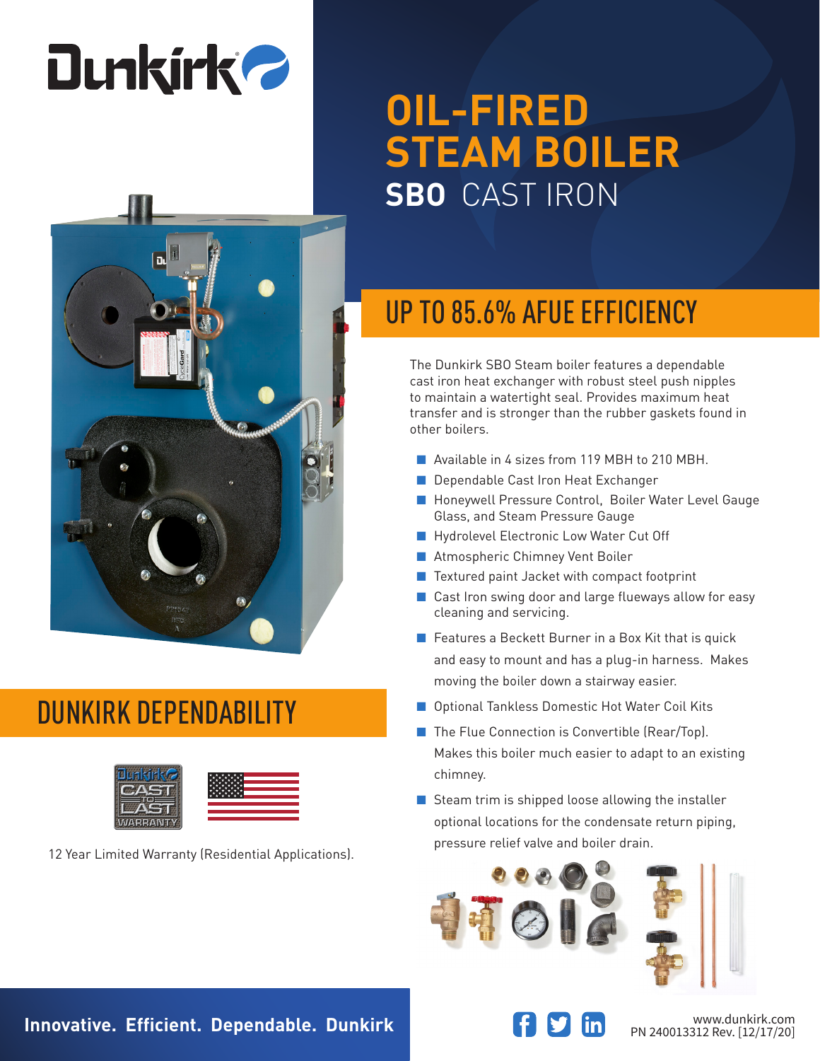# Dunkirk

# OIL-FIRED STEAM BOILER

## SBO CAST IRON

## UP TO 85.6% AFUE EFFICIENCY

The Dunkirk SBO Steam boiler features a dependable cast iron heat exchanger with robust steel push nipples to maintain a watertight seal. Provides maximum heat transfer and is stronger than the rubber gaskets found in other boilers.

- Available in 4 sizes from 119 MBH to 210 MBH.
- Dependable Cast Iron Heat Exchanger
- Honeywell Pressure Control, Boiler Water Level Gauge Glass, and Steam Pressure Gauge
- Hydrolevel Electronic Low Water Cut Off
- Atmospheric Chimney Vent Boiler
- Textured paint Jacket with compact footprint
- Cast Iron swing door and large flueways allow for easy cleaning and servicing.
- Features a Beckett Burner in a Box Kit that is quick and easy to mount and has a plug-in harness. Makes moving the boiler down a stairway easier.
- Optional Tankless Domestic Hot Water Coil Kits
- The Flue Connection is Convertible (Rear/Top). Makes this boiler much easier to adapt to an existing chimney.
- Steam trim is shipped loose allowing the installer optional locations for the condensate return piping, pressure relief valve and boiler drain.

## DUNKIRK DEPENDABILITY

12 Year Limited Warranty (Residential Applications).

**Innovative. Efficient. Dependable. Dunkirk**

www.dunkirk.com
PN 240013312 Rev. [12/17/20]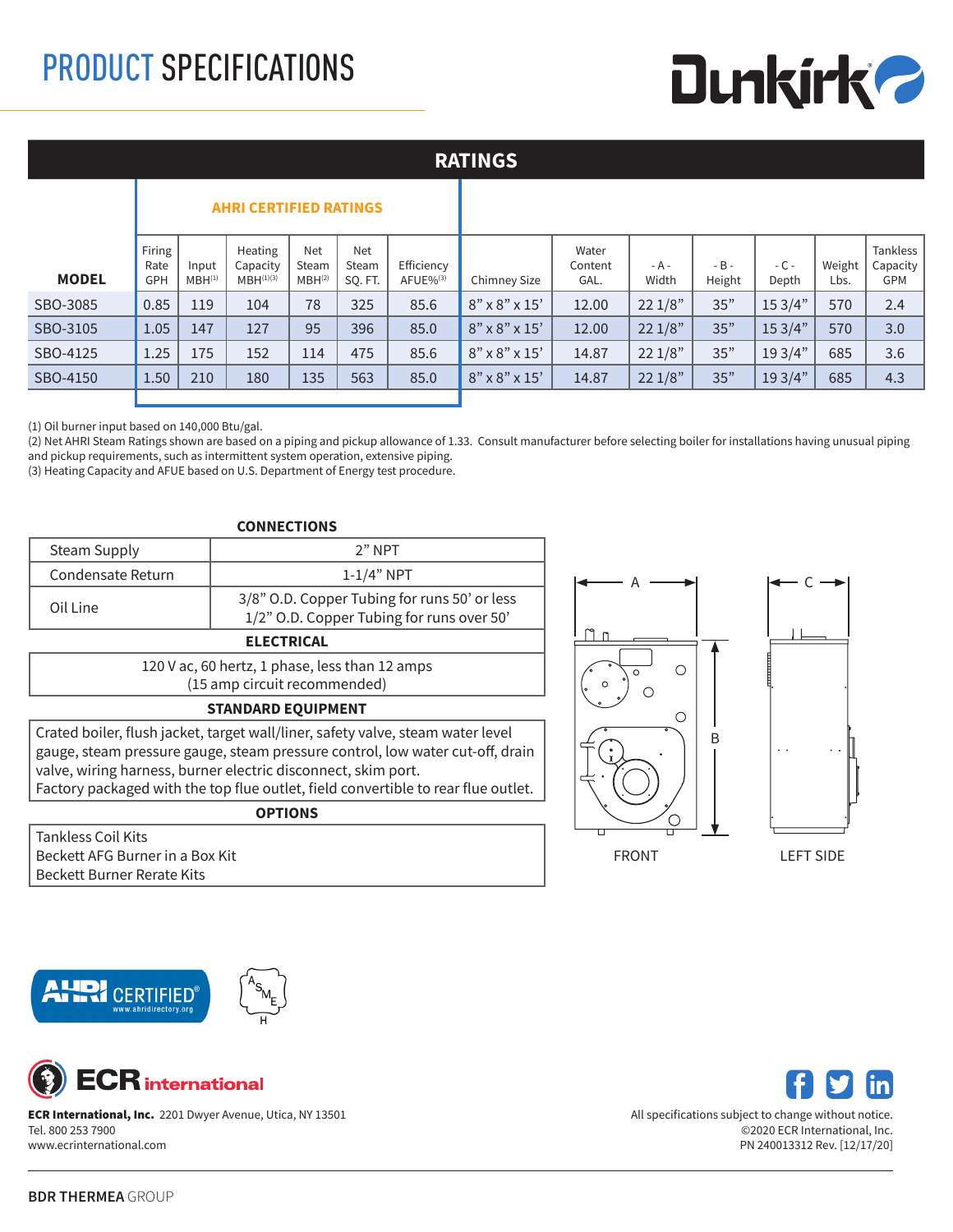# PRODUCT SPECIFICATIONS

## RATINGS

| MODEL | AHRI CERTIFIED RATINGS | | | | | | | | | | | | |
|---|---|---|---|---|---|---|---|---|---|---|---|---|---|
| | Firing Rate GPH | Input MBH(1) | Heating Capacity MBH(1)(3) | Net Steam MBH(2) | Net Steam SQ. FT. | Efficiency AFUE%(3) | Chimney Size | Water Content GAL. | - A - Width | - B - Height | - C - Depth | Weight Lbs. | Tankless Capacity GPM |
| SBO-3085 | 0.85 | 119 | 104 | 78 | 325 | 85.6 | 8" x 8" x 15' | 12.00 | 22 1/8" | 35" | 15 3/4" | 570 | 2.4 |
| SBO-3105 | 1.05 | 147 | 127 | 95 | 396 | 85.0 | 8" x 8" x 15' | 12.00 | 22 1/8" | 35" | 15 3/4" | 570 | 3.0 |
| SBO-4125 | 1.25 | 175 | 152 | 114 | 475 | 85.6 | 8" x 8" x 15' | 14.87 | 22 1/8" | 35" | 19 3/4" | 685 | 3.6 |
| SBO-4150 | 1.50 | 210 | 180 | 135 | 563 | 85.0 | 8" x 8" x 15' | 14.87 | 22 1/8" | 35" | 19 3/4" | 685 | 4.3 |

(1) Oil burner input based on 140,000 Btu/gal.
(2) Net AHRI Steam Ratings shown are based on a piping and pickup allowance of 1.33. Consult manufacturer before selecting boiler for installations having unusual piping and pickup requirements, such as intermittent system operation, extensive piping.
(3) Heating Capacity and AFUE based on U.S. Department of Energy test procedure.

### CONNECTIONS

| | |
|---|---|
| Steam Supply | 2" NPT |
| Condensate Return | 1-1/4" NPT |
| Oil Line | 3/8" O.D. Copper Tubing for runs 50' or less<br>1/2" O.D. Copper Tubing for runs over 50' |

### ELECTRICAL

120 V ac, 60 hertz, 1 phase, less than 12 amps
(15 amp circuit recommended)

### STANDARD EQUIPMENT

Crated boiler, flush jacket, target wall/liner, safety valve, steam water level gauge, steam pressure gauge, steam pressure control, low water cut-off, drain valve, wiring harness, burner electric disconnect, skim port.
Factory packaged with the top flue outlet, field convertible to rear flue outlet.

### OPTIONS

Tankless Coil Kits
Beckett AFG Burner in a Box Kit
Beckett Burner Rerate Kits

A
B
C

FRONT

LEFT SIDE

**ECR International, Inc.** 2201 Dwyer Avenue, Utica, NY 13501
Tel. 800 253 7900
www.ecrinternational.com

All specifications subject to change without notice.
©2020 ECR International, Inc.
PN 240013312 Rev. [12/17/20]

**BDR THERMEA** GROUP